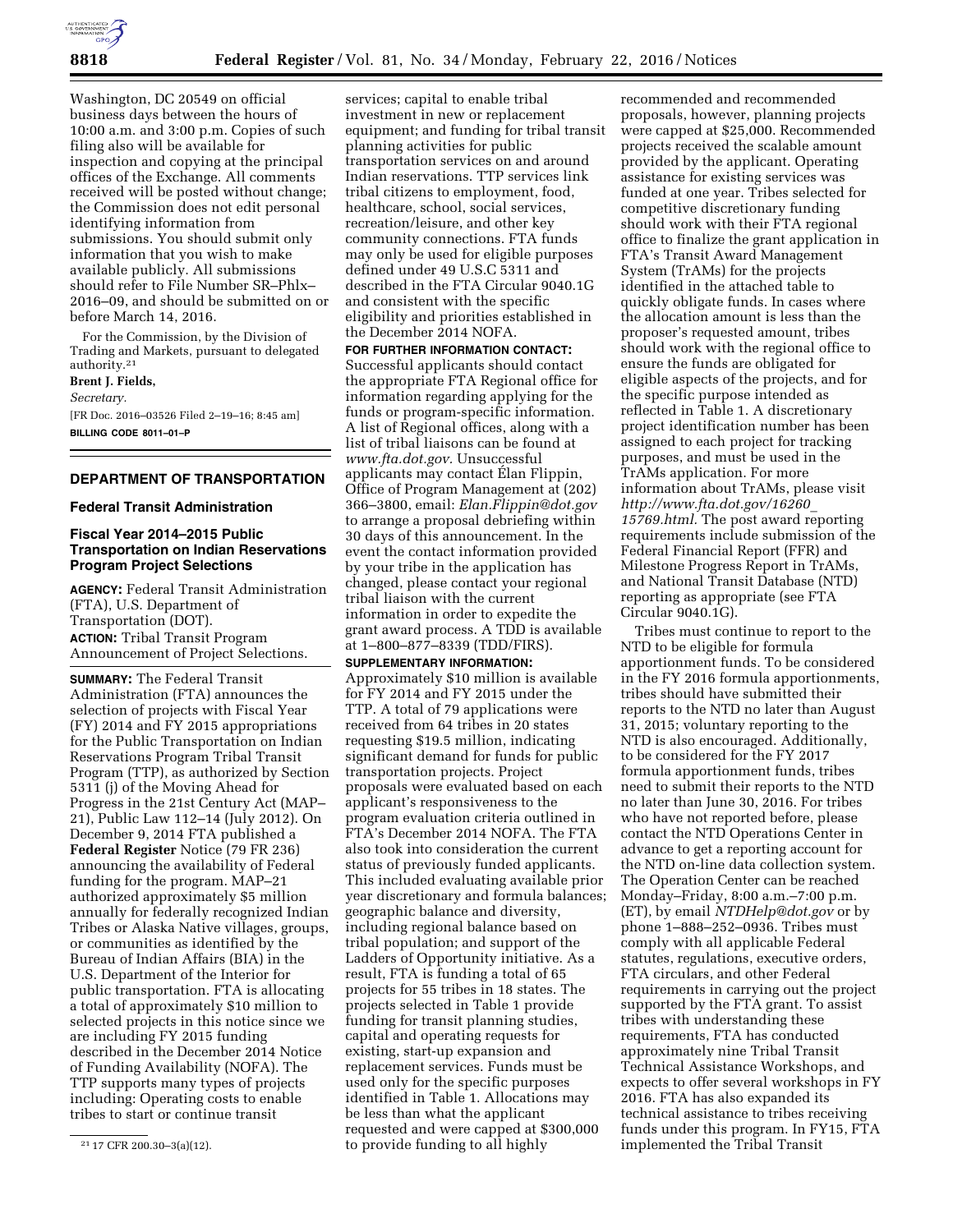Washington, DC 20549 on official business days between the hours of 10:00 a.m. and 3:00 p.m. Copies of such filing also will be available for inspection and copying at the principal offices of the Exchange. All comments received will be posted without change; the Commission does not edit personal identifying information from submissions. You should submit only information that you wish to make available publicly. All submissions should refer to File Number SR–Phlx–2016–09, and should be submitted on or before March 14, 2016.

For the Commission, by the Division of Trading and Markets, pursuant to delegated authority.[21]

**Brent J. Fields,**

*Secretary.*

[FR Doc. 2016–03526 Filed 2–19–16; 8:45 am]

**BILLING CODE 8011–01–P**

[21] 17 CFR 200.30–3(a)(12).

## DEPARTMENT OF TRANSPORTATION

### Federal Transit Administration

### Fiscal Year 2014–2015 Public Transportation on Indian Reservations Program Project Selections

**AGENCY:** Federal Transit Administration (FTA), U.S. Department of Transportation (DOT).

**ACTION:** Tribal Transit Program Announcement of Project Selections.

**SUMMARY:** The Federal Transit Administration (FTA) announces the selection of projects with Fiscal Year (FY) 2014 and FY 2015 appropriations for the Public Transportation on Indian Reservations Program Tribal Transit Program (TTP), as authorized by Section 5311 (j) of the Moving Ahead for Progress in the 21st Century Act (MAP–21), Public Law 112–14 (July 2012). On December 9, 2014 FTA published a **Federal Register** Notice (79 FR 236) announcing the availability of Federal funding for the program. MAP–21 authorized approximately $5 million annually for federally recognized Indian Tribes or Alaska Native villages, groups, or communities as identified by the Bureau of Indian Affairs (BIA) in the U.S. Department of the Interior for public transportation. FTA is allocating a total of approximately $10 million to selected projects in this notice since we are including FY 2015 funding described in the December 2014 Notice of Funding Availability (NOFA). The TTP supports many types of projects including: Operating costs to enable tribes to start or continue transit services; capital to enable tribal investment in new or replacement equipment; and funding for tribal transit planning activities for public transportation services on and around Indian reservations. TTP services link tribal citizens to employment, food, healthcare, school, social services, recreation/leisure, and other key community connections. FTA funds may only be used for eligible purposes defined under 49 U.S.C 5311 and described in the FTA Circular 9040.1G and consistent with the specific eligibility and priorities established in the December 2014 NOFA.

**FOR FURTHER INFORMATION CONTACT:** Successful applicants should contact the appropriate FTA Regional office for information regarding applying for the funds or program-specific information. A list of Regional offices, along with a list of tribal liaisons can be found at *www.fta.dot.gov.* Unsuccessful applicants may contact Élan Flippin, Office of Program Management at (202) 366–3800, email: *Elan.Flippin@dot.gov* to arrange a proposal debriefing within 30 days of this announcement. In the event the contact information provided by your tribe in the application has changed, please contact your regional tribal liaison with the current information in order to expedite the grant award process. A TDD is available at 1–800–877–8339 (TDD/FIRS).

**SUPPLEMENTARY INFORMATION:** Approximately $10 million is available for FY 2014 and FY 2015 under the TTP. A total of 79 applications were received from 64 tribes in 20 states requesting $19.5 million, indicating significant demand for funds for public transportation projects. Project proposals were evaluated based on each applicant's responsiveness to the program evaluation criteria outlined in FTA's December 2014 NOFA. The FTA also took into consideration the current status of previously funded applicants. This included evaluating available prior year discretionary and formula balances; geographic balance and diversity, including regional balance based on tribal population; and support of the Ladders of Opportunity initiative. As a result, FTA is funding a total of 65 projects for 55 tribes in 18 states. The projects selected in Table 1 provide funding for transit planning studies, capital and operating requests for existing, start-up expansion and replacement services. Funds must be used only for the specific purposes identified in Table 1. Allocations may be less than what the applicant requested and were capped at $300,000 to provide funding to all highly recommended and recommended proposals, however, planning projects were capped at $25,000. Recommended projects received the scalable amount provided by the applicant. Operating assistance for existing services was funded at one year. Tribes selected for competitive discretionary funding should work with their FTA regional office to finalize the grant application in FTA's Transit Award Management System (TrAMs) for the projects identified in the attached table to quickly obligate funds. In cases where the allocation amount is less than the proposer's requested amount, tribes should work with the regional office to ensure the funds are obligated for eligible aspects of the projects, and for the specific purpose intended as reflected in Table 1. A discretionary project identification number has been assigned to each project for tracking purposes, and must be used in the TrAMs application. For more information about TrAMs, please visit *http://www.fta.dot.gov/16260_15769.html.* The post award reporting requirements include submission of the Federal Financial Report (FFR) and Milestone Progress Report in TrAMs, and National Transit Database (NTD) reporting as appropriate (see FTA Circular 9040.1G).

Tribes must continue to report to the NTD to be eligible for formula apportionment funds. To be considered in the FY 2016 formula apportionments, tribes should have submitted their reports to the NTD no later than August 31, 2015; voluntary reporting to the NTD is also encouraged. Additionally, to be considered for the FY 2017 formula apportionment funds, tribes need to submit their reports to the NTD no later than June 30, 2016. For tribes who have not reported before, please contact the NTD Operations Center in advance to get a reporting account for the NTD on-line data collection system. The Operation Center can be reached Monday–Friday, 8:00 a.m.–7:00 p.m. (ET), by email *NTDHelp@dot.gov* or by phone 1–888–252–0936. Tribes must comply with all applicable Federal statutes, regulations, executive orders, FTA circulars, and other Federal requirements in carrying out the project supported by the FTA grant. To assist tribes with understanding these requirements, FTA has conducted approximately nine Tribal Transit Technical Assistance Workshops, and expects to offer several workshops in FY 2016. FTA has also expanded its technical assistance to tribes receiving funds under this program. In FY15, FTA implemented the Tribal Transit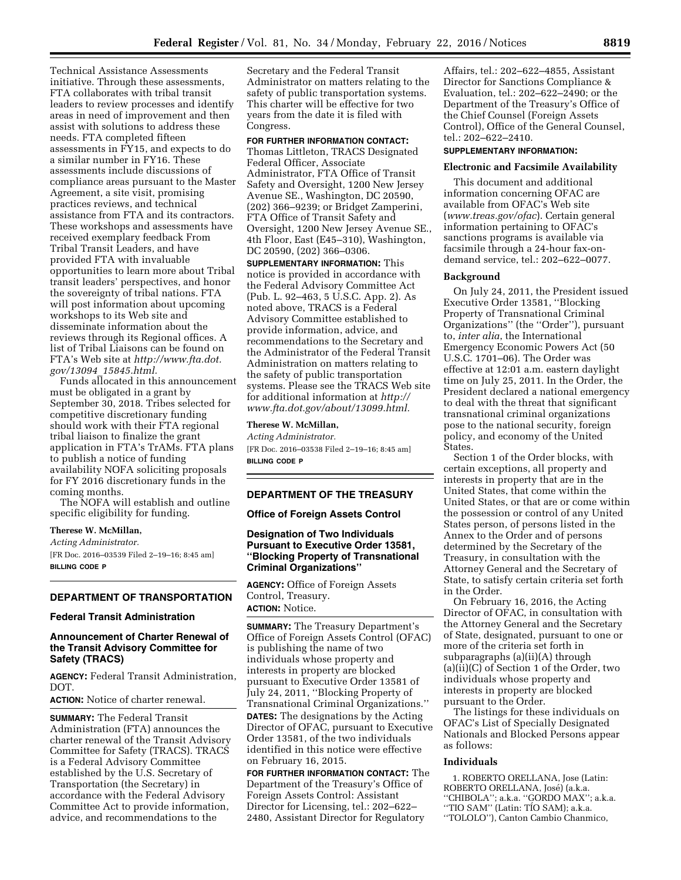Technical Assistance Assessments initiative. Through these assessments, FTA collaborates with tribal transit leaders to review processes and identify areas in need of improvement and then assist with solutions to address these needs. FTA completed fifteen assessments in FY15, and expects to do a similar number in FY16. These assessments include discussions of compliance areas pursuant to the Master Agreement, a site visit, promising practices reviews, and technical assistance from FTA and its contractors. These workshops and assessments have received exemplary feedback From Tribal Transit Leaders, and have provided FTA with invaluable opportunities to learn more about Tribal transit leaders' perspectives, and honor the sovereignty of tribal nations. FTA will post information about upcoming workshops to its Web site and disseminate information about the reviews through its Regional offices. A list of Tribal Liaisons can be found on FTA's Web site at *http://www.fta.dot.gov/13094_15845.html.*

Funds allocated in this announcement must be obligated in a grant by September 30, 2018. Tribes selected for competitive discretionary funding should work with their FTA regional tribal liaison to finalize the grant application in FTA's TrAMs. FTA plans to publish a notice of funding availability NOFA soliciting proposals for FY 2016 discretionary funds in the coming months.

The NOFA will establish and outline specific eligibility for funding.

**Therese W. McMillan,**

*Acting Administrator.*

[FR Doc. 2016–03539 Filed 2–19–16; 8:45 am]

**BILLING CODE P**

## DEPARTMENT OF TRANSPORTATION

### Federal Transit Administration

### Announcement of Charter Renewal of the Transit Advisory Committee for Safety (TRACS)

**AGENCY:** Federal Transit Administration, DOT.

**ACTION:** Notice of charter renewal.

**SUMMARY:** The Federal Transit Administration (FTA) announces the charter renewal of the Transit Advisory Committee for Safety (TRACS). TRACS is a Federal Advisory Committee established by the U.S. Secretary of Transportation (the Secretary) in accordance with the Federal Advisory Committee Act to provide information, advice, and recommendations to the Secretary and the Federal Transit Administrator on matters relating to the safety of public transportation systems. This charter will be effective for two years from the date it is filed with Congress.

**FOR FURTHER INFORMATION CONTACT:** Thomas Littleton, TRACS Designated Federal Officer, Associate Administrator, FTA Office of Transit Safety and Oversight, 1200 New Jersey Avenue SE., Washington, DC 20590, (202) 366–9239; or Bridget Zamperini, FTA Office of Transit Safety and Oversight, 1200 New Jersey Avenue SE., 4th Floor, East (E45–310), Washington, DC 20590, (202) 366–0306.

**SUPPLEMENTARY INFORMATION:** This notice is provided in accordance with the Federal Advisory Committee Act (Pub. L. 92–463, 5 U.S.C. App. 2). As noted above, TRACS is a Federal Advisory Committee established to provide information, advice, and recommendations to the Secretary and the Administrator of the Federal Transit Administration on matters relating to the safety of public transportation systems. Please see the TRACS Web site for additional information at *http://www.fta.dot.gov/about/13099.html.*

**Therese W. McMillan,**

*Acting Administrator.*

[FR Doc. 2016–03538 Filed 2–19–16; 8:45 am]

**BILLING CODE P**

## DEPARTMENT OF THE TREASURY

### Office of Foreign Assets Control

### Designation of Two Individuals Pursuant to Executive Order 13581, "Blocking Property of Transnational Criminal Organizations"

**AGENCY:** Office of Foreign Assets Control, Treasury.

**ACTION:** Notice.

**SUMMARY:** The Treasury Department's Office of Foreign Assets Control (OFAC) is publishing the name of two individuals whose property and interests in property are blocked pursuant to Executive Order 13581 of July 24, 2011, "Blocking Property of Transnational Criminal Organizations."

**DATES:** The designations by the Acting Director of OFAC, pursuant to Executive Order 13581, of the two individuals identified in this notice were effective on February 16, 2015.

**FOR FURTHER INFORMATION CONTACT:** The Department of the Treasury's Office of Foreign Assets Control: Assistant Director for Licensing, tel.: 202–622–2480, Assistant Director for Regulatory Affairs, tel.: 202–622–4855, Assistant Director for Sanctions Compliance & Evaluation, tel.: 202–622–2490; or the Department of the Treasury's Office of the Chief Counsel (Foreign Assets Control), Office of the General Counsel, tel.: 202–622–2410.

**SUPPLEMENTARY INFORMATION:**

**Electronic and Facsimile Availability**

This document and additional information concerning OFAC are available from OFAC's Web site (*www.treas.gov/ofac*). Certain general information pertaining to OFAC's sanctions programs is available via facsimile through a 24-hour fax-on-demand service, tel.: 202–622–0077.

**Background**

On July 24, 2011, the President issued Executive Order 13581, "Blocking Property of Transnational Criminal Organizations" (the "Order"), pursuant to, *inter alia*, the International Emergency Economic Powers Act (50 U.S.C. 1701–06). The Order was effective at 12:01 a.m. eastern daylight time on July 25, 2011. In the Order, the President declared a national emergency to deal with the threat that significant transnational criminal organizations pose to the national security, foreign policy, and economy of the United States.

Section 1 of the Order blocks, with certain exceptions, all property and interests in property that are in the United States, that come within the United States, or that are or come within the possession or control of any United States person, of persons listed in the Annex to the Order and of persons determined by the Secretary of the Treasury, in consultation with the Attorney General and the Secretary of State, to satisfy certain criteria set forth in the Order.

On February 16, 2016, the Acting Director of OFAC, in consultation with the Attorney General and the Secretary of State, designated, pursuant to one or more of the criteria set forth in subparagraphs (a)(ii)(A) through (a)(ii)(C) of Section 1 of the Order, two individuals whose property and interests in property are blocked pursuant to the Order.

The listings for these individuals on OFAC's List of Specially Designated Nationals and Blocked Persons appear as follows:

**Individuals**

1. ROBERTO ORELLANA, Jose (Latin: ROBERTO ORELLANA, José) (a.k.a. "CHIBOLA"; a.k.a. "GORDO MAX"; a.k.a. "TIO SAM" (Latin: TÍO SAM); a.k.a. "TOLOLO"), Canton Cambio Chanmico,